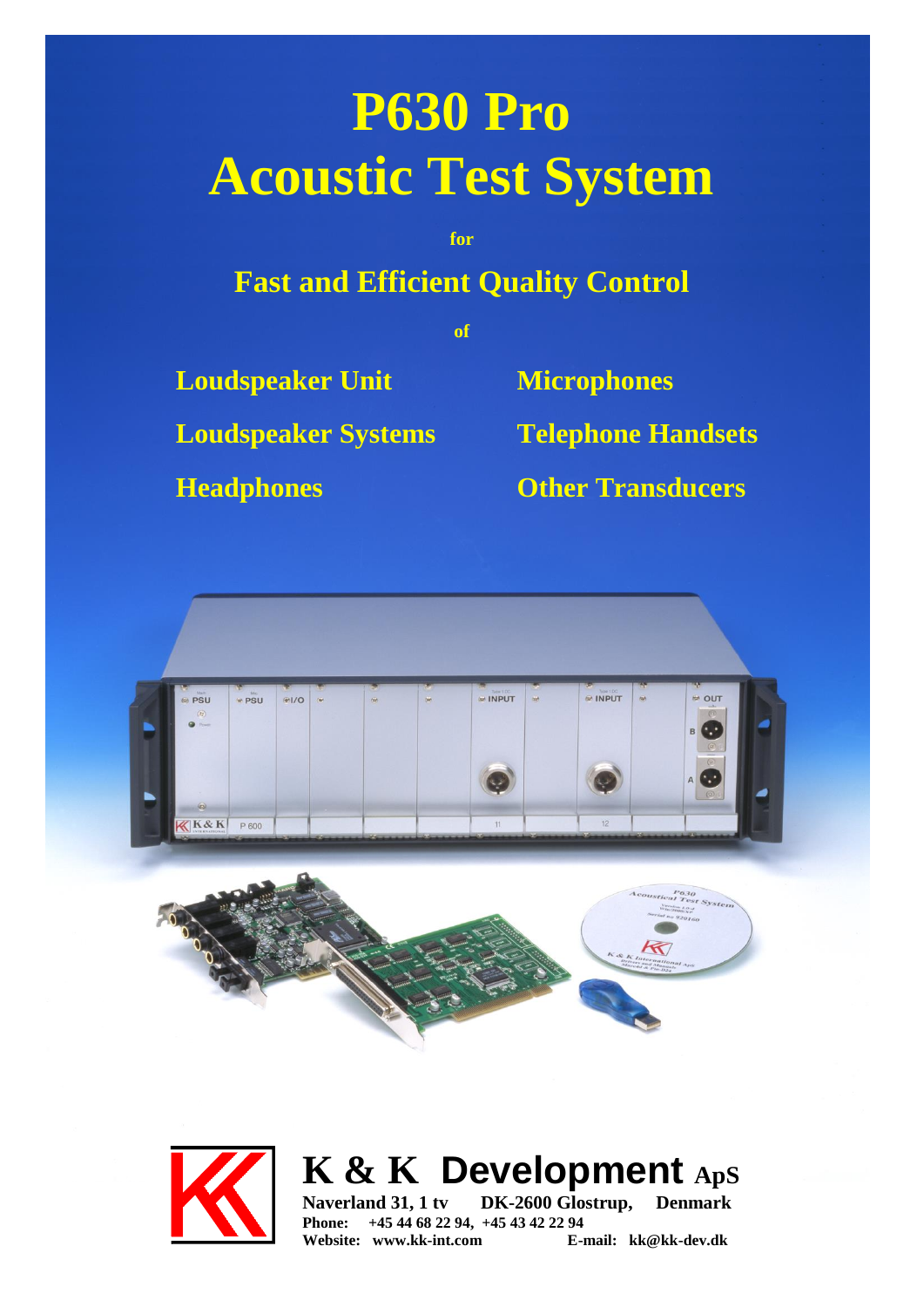# P630 Pro
# Acoustic Test System

for

## Fast and Efficient Quality Control

of

- Loudspeaker Unit
- Loudspeaker Systems
- Headphones
- Microphones
- Telephone Handsets
- Other Transducers

**K & K Development ApS**

**Naverland 31, 1 tv DK-2600 Glostrup, Denmark**

**Phone: +45 44 68 22 94, +45 43 42 22 94**

**Website: www.kk-int.com E-mail: kk@kk-dev.dk**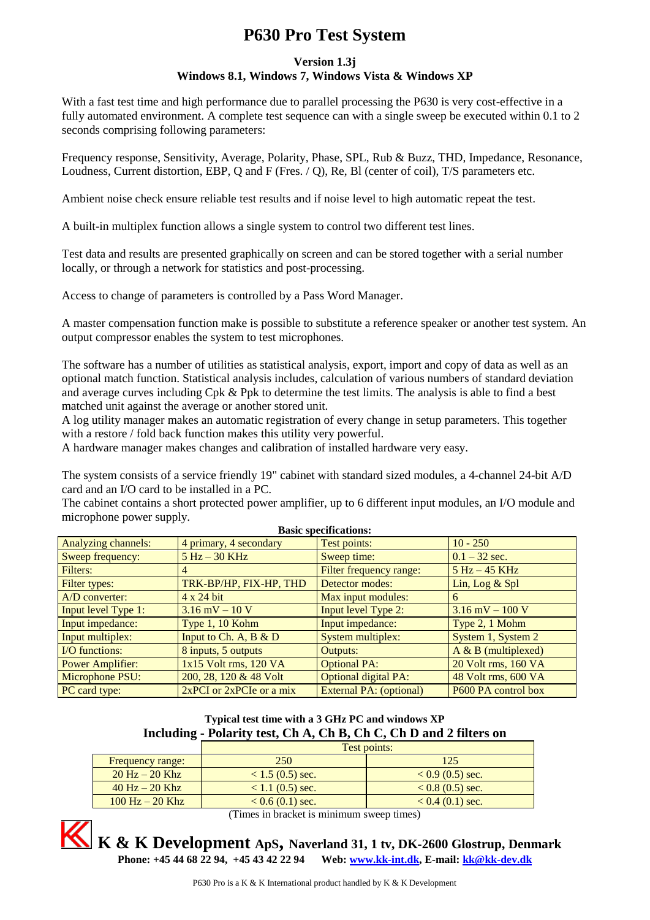# P630 Pro Test System

**Version 1.3j**
**Windows 8.1, Windows 7, Windows Vista & Windows XP**

With a fast test time and high performance due to parallel processing the P630 is very cost-effective in a fully automated environment. A complete test sequence can with a single sweep be executed within 0.1 to 2 seconds comprising following parameters:

Frequency response, Sensitivity, Average, Polarity, Phase, SPL, Rub & Buzz, THD, Impedance, Resonance, Loudness, Current distortion, EBP, Q and F (Fres. / Q), Re, Bl (center of coil), T/S parameters etc.

Ambient noise check ensure reliable test results and if noise level to high automatic repeat the test.

A built-in multiplex function allows a single system to control two different test lines.

Test data and results are presented graphically on screen and can be stored together with a serial number locally, or through a network for statistics and post-processing.

Access to change of parameters is controlled by a Pass Word Manager.

A master compensation function make is possible to substitute a reference speaker or another test system. An output compressor enables the system to test microphones.

The software has a number of utilities as statistical analysis, export, import and copy of data as well as an optional match function. Statistical analysis includes, calculation of various numbers of standard deviation and average curves including Cpk & Ppk to determine the test limits. The analysis is able to find a best matched unit against the average or another stored unit.
A log utility manager makes an automatic registration of every change in setup parameters. This together with a restore / fold back function makes this utility very powerful.
A hardware manager makes changes and calibration of installed hardware very easy.

The system consists of a service friendly 19" cabinet with standard sized modules, a 4-channel 24-bit A/D card and an I/O card to be installed in a PC.
The cabinet contains a short protected power amplifier, up to 6 different input modules, an I/O module and microphone power supply.

**Basic specifications:**

| | | | |
|---|---|---|---|
| Analyzing channels: | 4 primary, 4 secondary | Test points: | 10 - 250 |
| Sweep frequency: | 5 Hz – 30 KHz | Sweep time: | 0.1 – 32 sec. |
| Filters: | 4 | Filter frequency range: | 5 Hz – 45 KHz |
| Filter types: | TRK-BP/HP, FIX-HP, THD | Detector modes: | Lin, Log & Spl |
| A/D converter: | 4 x 24 bit | Max input modules: | 6 |
| Input level Type 1: | 3.16 mV – 10 V | Input level Type 2: | 3.16 mV – 100 V |
| Input impedance: | Type 1, 10 Kohm | Input impedance: | Type 2, 1 Mohm |
| Input multiplex: | Input to Ch. A, B & D | System multiplex: | System 1, System 2 |
| I/O functions: | 8 inputs, 5 outputs | Outputs: | A & B (multiplexed) |
| Power Amplifier: | 1x15 Volt rms, 120 VA | Optional PA: | 20 Volt rms, 160 VA |
| Microphone PSU: | 200, 28, 120 & 48 Volt | Optional digital PA: | 48 Volt rms, 600 VA |
| PC card type: | 2xPCI or 2xPCIe or a mix | External PA: (optional) | P600 PA control box |

**Typical test time with a 3 GHz PC and windows XP**
**Including - Polarity test, Ch A, Ch B, Ch C, Ch D and 2 filters on**

| | Test points: | |
|---|---|---|
| Frequency range: | 250 | 125 |
| 20 Hz – 20 Khz | < 1.5 (0.5) sec. | < 0.9 (0.5) sec. |
| 40 Hz – 20 Khz | < 1.1 (0.5) sec. | < 0.8 (0.5) sec. |
| 100 Hz – 20 Khz | < 0.6 (0.1) sec. | < 0.4 (0.1) sec. |

(Times in bracket is minimum sweep times)

**K & K Development ApS, Naverland 31, 1 tv, DK-2600 Glostrup, Denmark**
**Phone: +45 44 68 22 94, +45 43 42 22 94 Web: www.kk-int.dk, E-mail: kk@kk-dev.dk**

P630 Pro is a K & K International product handled by K & K Development